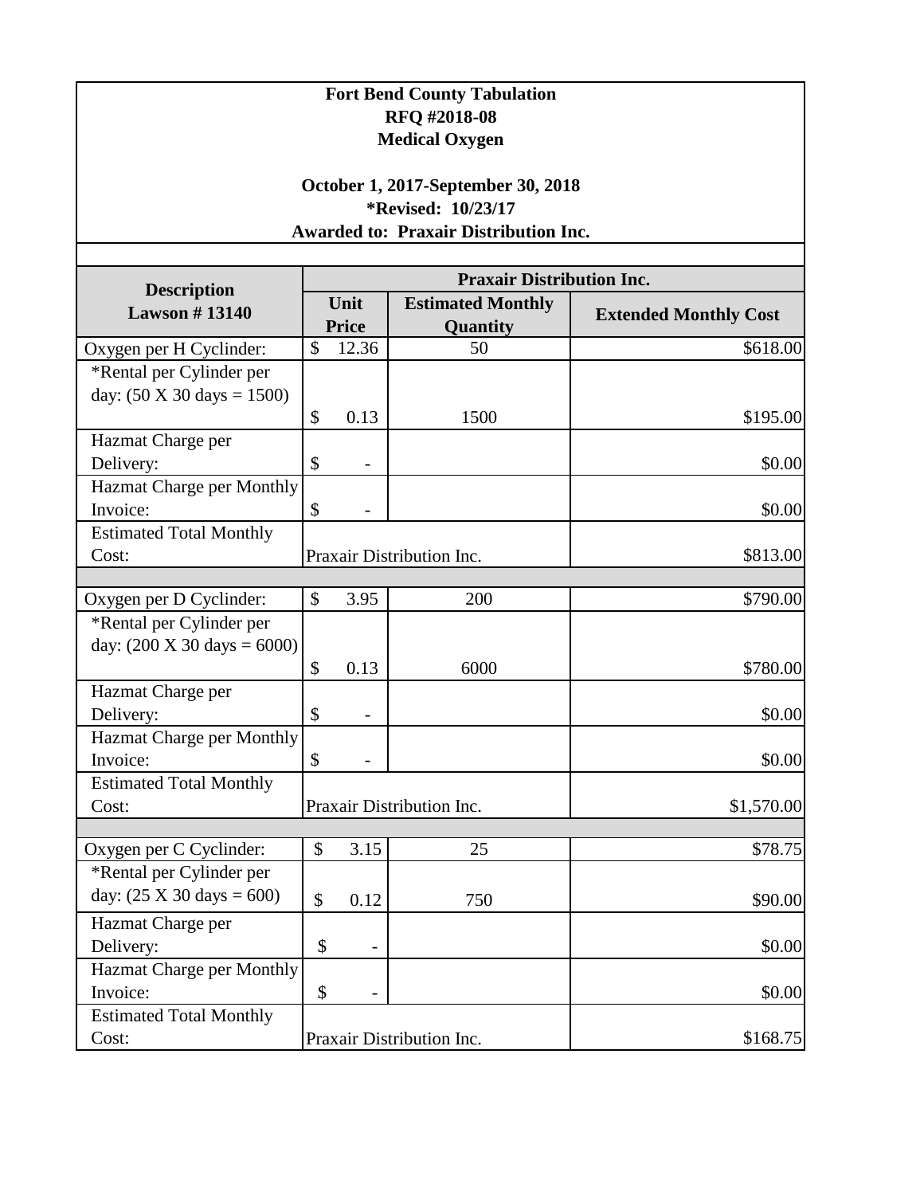**Fort Bend County Tabulation**
**RFQ #2018-08**
**Medical Oxygen**

**October 1, 2017-September 30, 2018**
**\*Revised: 10/23/17**
**Awarded to: Praxair Distribution Inc.**

| Description Lawson # 13140 | Praxair Distribution Inc. | | |
|---|---|---|---|
| | Unit Price | Estimated Monthly Quantity | Extended Monthly Cost |
| Oxygen per H Cyclinder: | $ 12.36 | 50 | $618.00 |
| *Rental per Cylinder per day: (50 X 30 days = 1500) | $ 0.13 | 1500 | $195.00 |
| Hazmat Charge per Delivery: | $ - | | $0.00 |
| Hazmat Charge per Monthly Invoice: | $ - | | $0.00 |
| Estimated Total Monthly Cost: | Praxair Distribution Inc. | | $813.00 |
| | | | |
| Oxygen per D Cyclinder: | $ 3.95 | 200 | $790.00 |
| *Rental per Cylinder per day: (200 X 30 days = 6000) | $ 0.13 | 6000 | $780.00 |
| Hazmat Charge per Delivery: | $ - | | $0.00 |
| Hazmat Charge per Monthly Invoice: | $ - | | $0.00 |
| Estimated Total Monthly Cost: | Praxair Distribution Inc. | | $1,570.00 |
| | | | |
| Oxygen per C Cyclinder: | $ 3.15 | 25 | $78.75 |
| *Rental per Cylinder per day: (25 X 30 days = 600) | $ 0.12 | 750 | $90.00 |
| Hazmat Charge per Delivery: | $ - | | $0.00 |
| Hazmat Charge per Monthly Invoice: | $ - | | $0.00 |
| Estimated Total Monthly Cost: | Praxair Distribution Inc. | | $168.75 |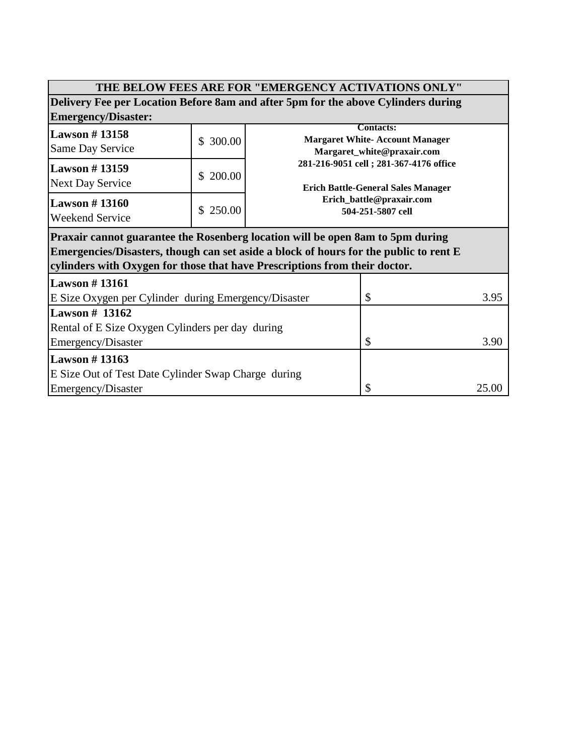| THE BELOW FEES ARE FOR "EMERGENCY ACTIVATIONS ONLY" | | |
|---|---|---|
| **Delivery Fee per Location Before 8am and after 5pm for the above Cylinders during Emergency/Disaster:** | | |
| **Lawson # 13158**<br>Same Day Service | $ 300.00 | **Contacts:**<br>**Margaret White- Account Manager**<br>**Margaret_white@praxair.com**<br>**281-216-9051 cell ; 281-367-4176 office**<br><br>**Erich Battle-General Sales Manager**<br>**Erich_battle@praxair.com**<br>**504-251-5807 cell** |
| **Lawson # 13159**<br>Next Day Service | $ 200.00 | |
| **Lawson # 13160**<br>Weekend Service | $ 250.00 | |

**Praxair cannot guarantee the Rosenberg location will be open 8am to 5pm during Emergencies/Disasters, though can set aside a block of hours for the public to rent E cylinders with Oxygen for those that have Prescriptions from their doctor.**

| | |
|---|---|
| **Lawson # 13161**<br>E Size Oxygen per Cylinder during Emergency/Disaster | $ 3.95 |
| **Lawson # 13162**<br>Rental of E Size Oxygen Cylinders per day during Emergency/Disaster | $ 3.90 |
| **Lawson # 13163**<br>E Size Out of Test Date Cylinder Swap Charge during Emergency/Disaster | $ 25.00 |